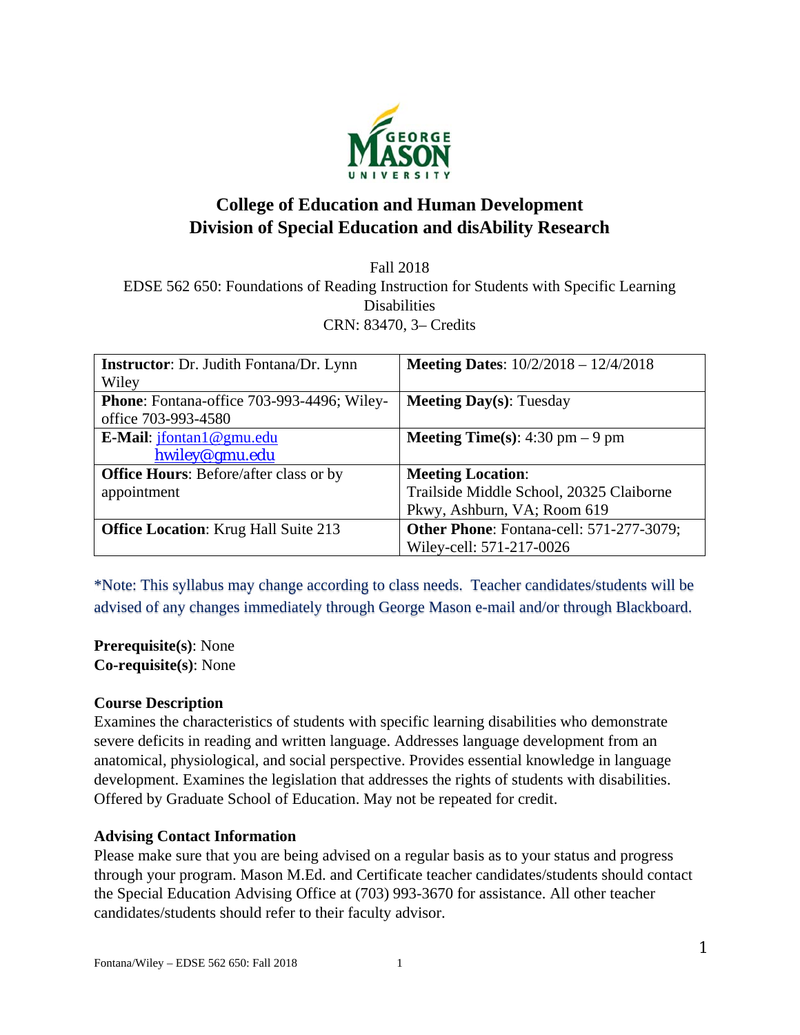# College of Education and Human Development
## Division of Special Education and disAbility Research

Fall 2018
EDSE 562 650: Foundations of Reading Instruction for Students with Specific Learning Disabilities
CRN: 83470, 3– Credits

| **Instructor**: Dr. Judith Fontana/Dr. Lynn Wiley | **Meeting Dates**: 10/2/2018 – 12/4/2018 |
|---|---|
| **Phone**: Fontana-office 703-993-4496; Wiley-office 703-993-4580 | **Meeting Day(s)**: Tuesday |
| **E-Mail**: jfontan1@gmu.edu hwiley@gmu.edu | **Meeting Time(s)**: 4:30 pm – 9 pm |
| **Office Hours**: Before/after class or by appointment | **Meeting Location**: Trailside Middle School, 20325 Claiborne Pkwy, Ashburn, VA; Room 619 |
| **Office Location**: Krug Hall Suite 213 | **Other Phone**: Fontana-cell: 571-277-3079; Wiley-cell: 571-217-0026 |

*Note: This syllabus may change according to class needs. Teacher candidates/students will be advised of any changes immediately through George Mason e-mail and/or through Blackboard.

**Prerequisite(s)**: None
**Co-requisite(s)**: None

**Course Description**
Examines the characteristics of students with specific learning disabilities who demonstrate severe deficits in reading and written language. Addresses language development from an anatomical, physiological, and social perspective. Provides essential knowledge in language development. Examines the legislation that addresses the rights of students with disabilities. Offered by Graduate School of Education. May not be repeated for credit.

**Advising Contact Information**
Please make sure that you are being advised on a regular basis as to your status and progress through your program. Mason M.Ed. and Certificate teacher candidates/students should contact the Special Education Advising Office at (703) 993-3670 for assistance. All other teacher candidates/students should refer to their faculty advisor.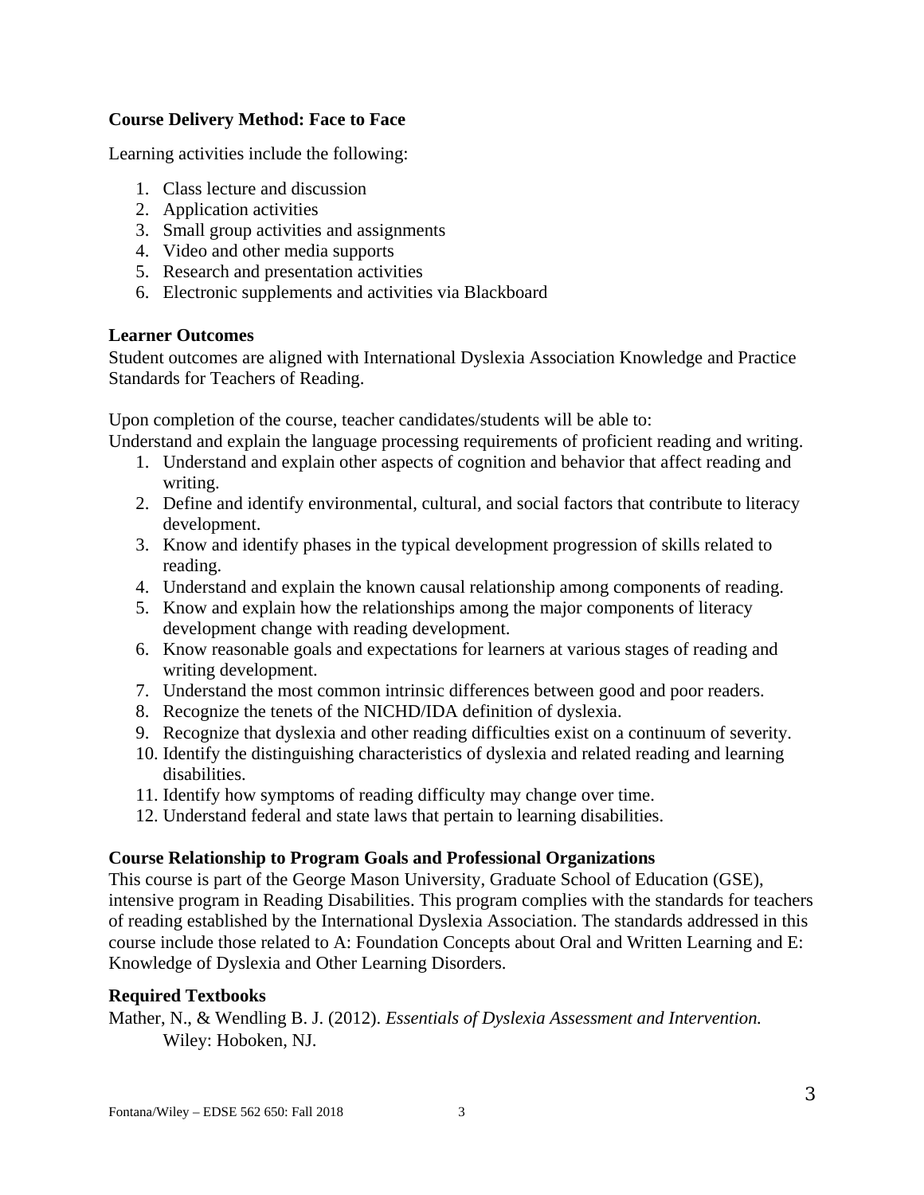**Course Delivery Method: Face to Face**

Learning activities include the following:

1. Class lecture and discussion
2. Application activities
3. Small group activities and assignments
4. Video and other media supports
5. Research and presentation activities
6. Electronic supplements and activities via Blackboard

**Learner Outcomes**

Student outcomes are aligned with International Dyslexia Association Knowledge and Practice Standards for Teachers of Reading.

Upon completion of the course, teacher candidates/students will be able to:
Understand and explain the language processing requirements of proficient reading and writing.

1. Understand and explain other aspects of cognition and behavior that affect reading and writing.
2. Define and identify environmental, cultural, and social factors that contribute to literacy development.
3. Know and identify phases in the typical development progression of skills related to reading.
4. Understand and explain the known causal relationship among components of reading.
5. Know and explain how the relationships among the major components of literacy development change with reading development.
6. Know reasonable goals and expectations for learners at various stages of reading and writing development.
7. Understand the most common intrinsic differences between good and poor readers.
8. Recognize the tenets of the NICHD/IDA definition of dyslexia.
9. Recognize that dyslexia and other reading difficulties exist on a continuum of severity.
10. Identify the distinguishing characteristics of dyslexia and related reading and learning disabilities.
11. Identify how symptoms of reading difficulty may change over time.
12. Understand federal and state laws that pertain to learning disabilities.

**Course Relationship to Program Goals and Professional Organizations**

This course is part of the George Mason University, Graduate School of Education (GSE), intensive program in Reading Disabilities. This program complies with the standards for teachers of reading established by the International Dyslexia Association. The standards addressed in this course include those related to A: Foundation Concepts about Oral and Written Learning and E: Knowledge of Dyslexia and Other Learning Disorders.

**Required Textbooks**

Mather, N., & Wendling B. J. (2012). *Essentials of Dyslexia Assessment and Intervention.* Wiley: Hoboken, NJ.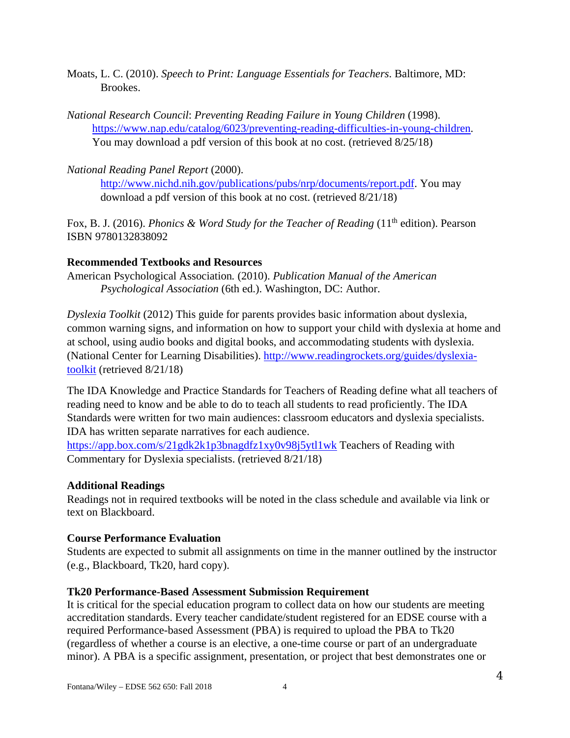Moats, L. C. (2010). *Speech to Print: Language Essentials for Teachers*. Baltimore, MD: Brookes.

*National Research Council*: *Preventing Reading Failure in Young Children* (1998). https://www.nap.edu/catalog/6023/preventing-reading-difficulties-in-young-children. You may download a pdf version of this book at no cost. (retrieved 8/25/18)

*National Reading Panel Report* (2000). http://www.nichd.nih.gov/publications/pubs/nrp/documents/report.pdf. You may download a pdf version of this book at no cost. (retrieved 8/21/18)

Fox, B. J. (2016). *Phonics & Word Study for the Teacher of Reading* (11th edition). Pearson ISBN 9780132838092

**Recommended Textbooks and Resources**

American Psychological Association. (2010). *Publication Manual of the American Psychological Association* (6th ed.). Washington, DC: Author.

*Dyslexia Toolkit* (2012) This guide for parents provides basic information about dyslexia, common warning signs, and information on how to support your child with dyslexia at home and at school, using audio books and digital books, and accommodating students with dyslexia. (National Center for Learning Disabilities). http://www.readingrockets.org/guides/dyslexia-toolkit (retrieved 8/21/18)

The IDA Knowledge and Practice Standards for Teachers of Reading define what all teachers of reading need to know and be able to do to teach all students to read proficiently. The IDA Standards were written for two main audiences: classroom educators and dyslexia specialists. IDA has written separate narratives for each audience. https://app.box.com/s/21gdk2k1p3bnagdfz1xy0v98j5ytl1wk Teachers of Reading with Commentary for Dyslexia specialists. (retrieved 8/21/18)

**Additional Readings**

Readings not in required textbooks will be noted in the class schedule and available via link or text on Blackboard.

**Course Performance Evaluation**

Students are expected to submit all assignments on time in the manner outlined by the instructor (e.g., Blackboard, Tk20, hard copy).

**Tk20 Performance-Based Assessment Submission Requirement**

It is critical for the special education program to collect data on how our students are meeting accreditation standards. Every teacher candidate/student registered for an EDSE course with a required Performance-based Assessment (PBA) is required to upload the PBA to Tk20 (regardless of whether a course is an elective, a one-time course or part of an undergraduate minor). A PBA is a specific assignment, presentation, or project that best demonstrates one or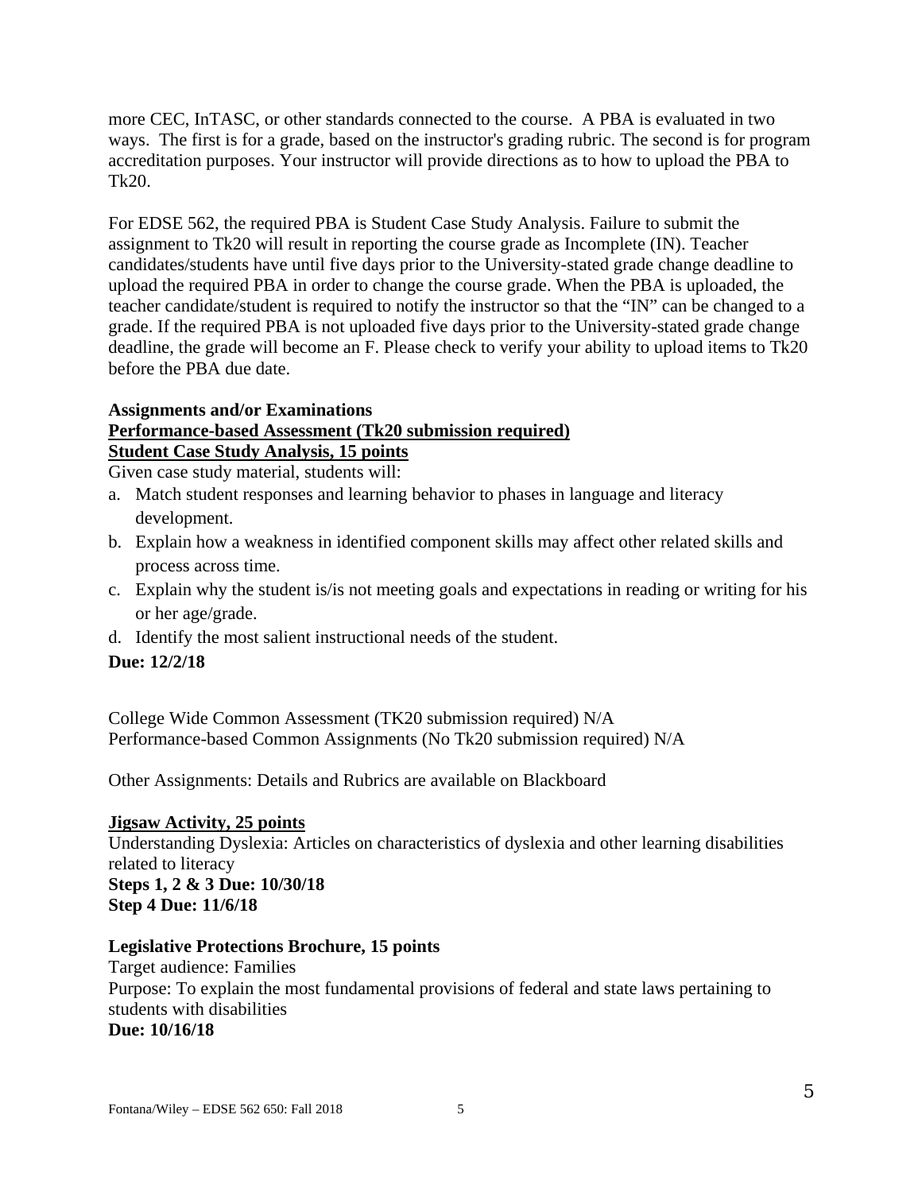more CEC, InTASC, or other standards connected to the course. A PBA is evaluated in two ways. The first is for a grade, based on the instructor's grading rubric. The second is for program accreditation purposes. Your instructor will provide directions as to how to upload the PBA to Tk20.

For EDSE 562, the required PBA is Student Case Study Analysis. Failure to submit the assignment to Tk20 will result in reporting the course grade as Incomplete (IN). Teacher candidates/students have until five days prior to the University-stated grade change deadline to upload the required PBA in order to change the course grade. When the PBA is uploaded, the teacher candidate/student is required to notify the instructor so that the "IN" can be changed to a grade. If the required PBA is not uploaded five days prior to the University-stated grade change deadline, the grade will become an F. Please check to verify your ability to upload items to Tk20 before the PBA due date.

**Assignments and/or Examinations**
**<u>Performance-based Assessment (Tk20 submission required)</u>**
**<u>Student Case Study Analysis, 15 points</u>**

Given case study material, students will:

a. Match student responses and learning behavior to phases in language and literacy development.
b. Explain how a weakness in identified component skills may affect other related skills and process across time.
c. Explain why the student is/is not meeting goals and expectations in reading or writing for his or her age/grade.
d. Identify the most salient instructional needs of the student.

**Due: 12/2/18**

College Wide Common Assessment (TK20 submission required) N/A
Performance-based Common Assignments (No Tk20 submission required) N/A

Other Assignments: Details and Rubrics are available on Blackboard

**<u>Jigsaw Activity, 25 points</u>**

Understanding Dyslexia: Articles on characteristics of dyslexia and other learning disabilities related to literacy
**Steps 1, 2 & 3 Due: 10/30/18**
**Step 4 Due: 11/6/18**

**Legislative Protections Brochure, 15 points**

Target audience: Families
Purpose: To explain the most fundamental provisions of federal and state laws pertaining to students with disabilities
**Due: 10/16/18**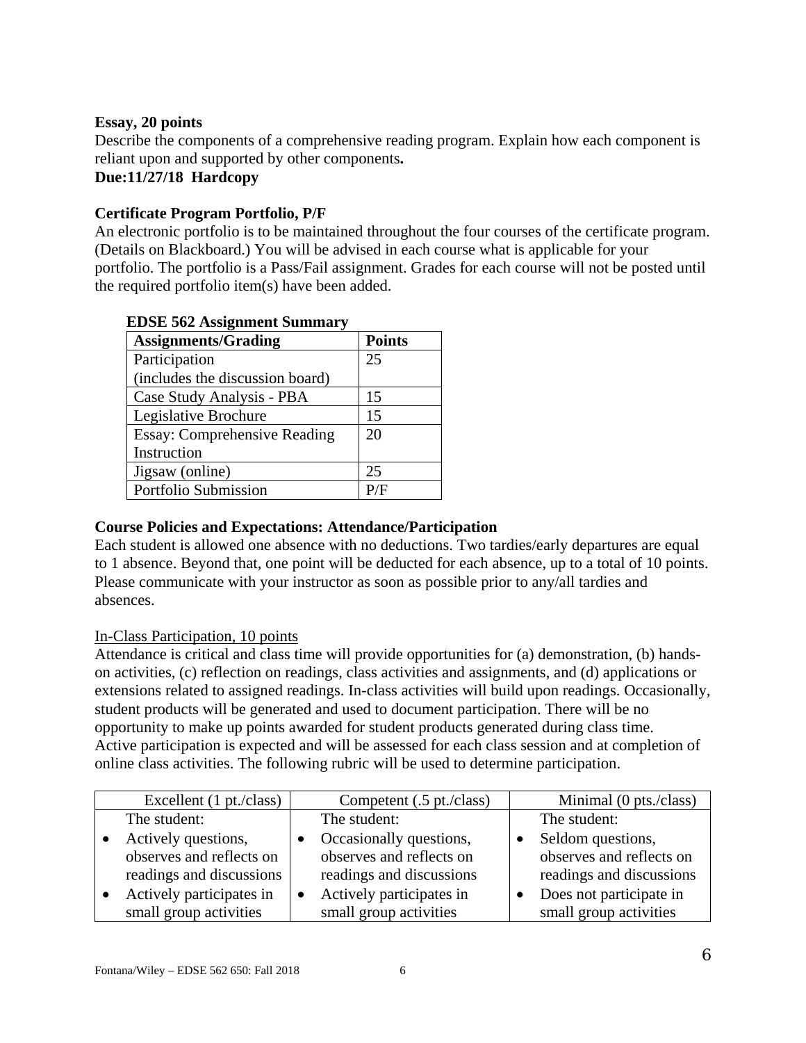**Essay, 20 points**

Describe the components of a comprehensive reading program. Explain how each component is reliant upon and supported by other components**.**

**Due:11/27/18 Hardcopy**

**Certificate Program Portfolio, P/F**

An electronic portfolio is to be maintained throughout the four courses of the certificate program. (Details on Blackboard.) You will be advised in each course what is applicable for your portfolio. The portfolio is a Pass/Fail assignment. Grades for each course will not be posted until the required portfolio item(s) have been added.

**EDSE 562 Assignment Summary**

| **Assignments/Grading** | **Points** |
|---|---|
| Participation (includes the discussion board) | 25 |
| Case Study Analysis - PBA | 15 |
| Legislative Brochure | 15 |
| Essay: Comprehensive Reading Instruction | 20 |
| Jigsaw (online) | 25 |
| Portfolio Submission | P/F |

**Course Policies and Expectations: Attendance/Participation**

Each student is allowed one absence with no deductions. Two tardies/early departures are equal to 1 absence. Beyond that, one point will be deducted for each absence, up to a total of 10 points. Please communicate with your instructor as soon as possible prior to any/all tardies and absences.

In-Class Participation, 10 points

Attendance is critical and class time will provide opportunities for (a) demonstration, (b) hands-on activities, (c) reflection on readings, class activities and assignments, and (d) applications or extensions related to assigned readings. In-class activities will build upon readings. Occasionally, student products will be generated and used to document participation. There will be no opportunity to make up points awarded for student products generated during class time. Active participation is expected and will be assessed for each class session and at completion of online class activities. The following rubric will be used to determine participation.

| Excellent (1 pt./class) | Competent (.5 pt./class) | Minimal (0 pts./class) |
|---|---|---|
| The student:<br>• Actively questions, observes and reflects on readings and discussions<br>• Actively participates in small group activities | The student:<br>• Occasionally questions, observes and reflects on readings and discussions<br>• Actively participates in small group activities | The student:<br>• Seldom questions, observes and reflects on readings and discussions<br>• Does not participate in small group activities |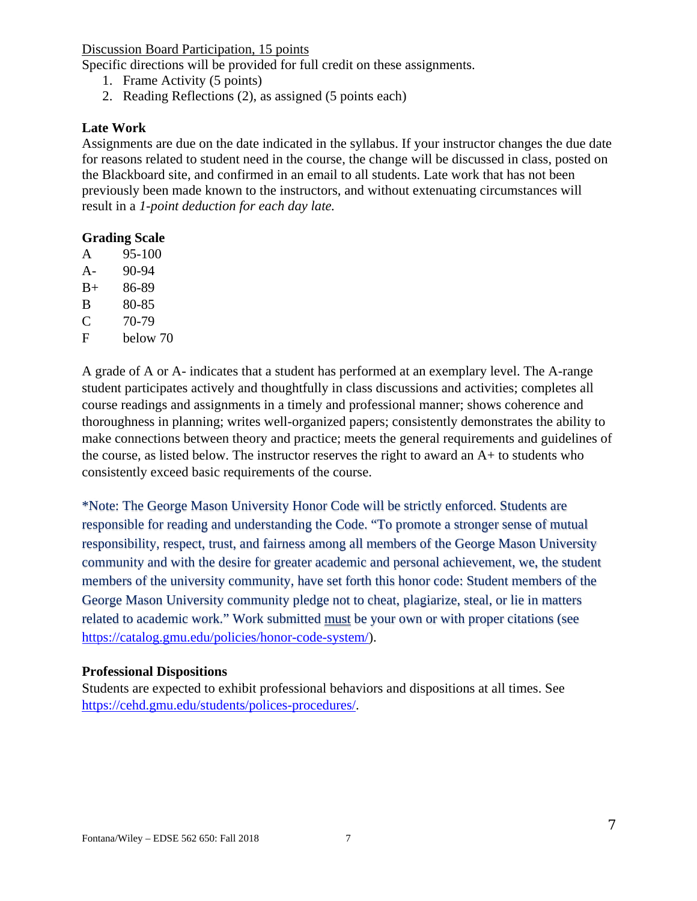Discussion Board Participation, 15 points

Specific directions will be provided for full credit on these assignments.

1. Frame Activity (5 points)
2. Reading Reflections (2), as assigned (5 points each)

**Late Work**

Assignments are due on the date indicated in the syllabus. If your instructor changes the due date for reasons related to student need in the course, the change will be discussed in class, posted on the Blackboard site, and confirmed in an email to all students. Late work that has not been previously been made known to the instructors, and without extenuating circumstances will result in a *1-point deduction for each day late.*

**Grading Scale**

| | |
|---|---|
| A | 95-100 |
| A- | 90-94 |
| B+ | 86-89 |
| B | 80-85 |
| C | 70-79 |
| F | below 70 |

A grade of A or A- indicates that a student has performed at an exemplary level. The A-range student participates actively and thoughtfully in class discussions and activities; completes all course readings and assignments in a timely and professional manner; shows coherence and thoroughness in planning; writes well-organized papers; consistently demonstrates the ability to make connections between theory and practice; meets the general requirements and guidelines of the course, as listed below. The instructor reserves the right to award an A+ to students who consistently exceed basic requirements of the course.

*Note: The George Mason University Honor Code will be strictly enforced. Students are responsible for reading and understanding the Code. "To promote a stronger sense of mutual responsibility, respect, trust, and fairness among all members of the George Mason University community and with the desire for greater academic and personal achievement, we, the student members of the university community, have set forth this honor code: Student members of the George Mason University community pledge not to cheat, plagiarize, steal, or lie in matters related to academic work." Work submitted must be your own or with proper citations (see https://catalog.gmu.edu/policies/honor-code-system/).

**Professional Dispositions**

Students are expected to exhibit professional behaviors and dispositions at all times. See https://cehd.gmu.edu/students/polices-procedures/.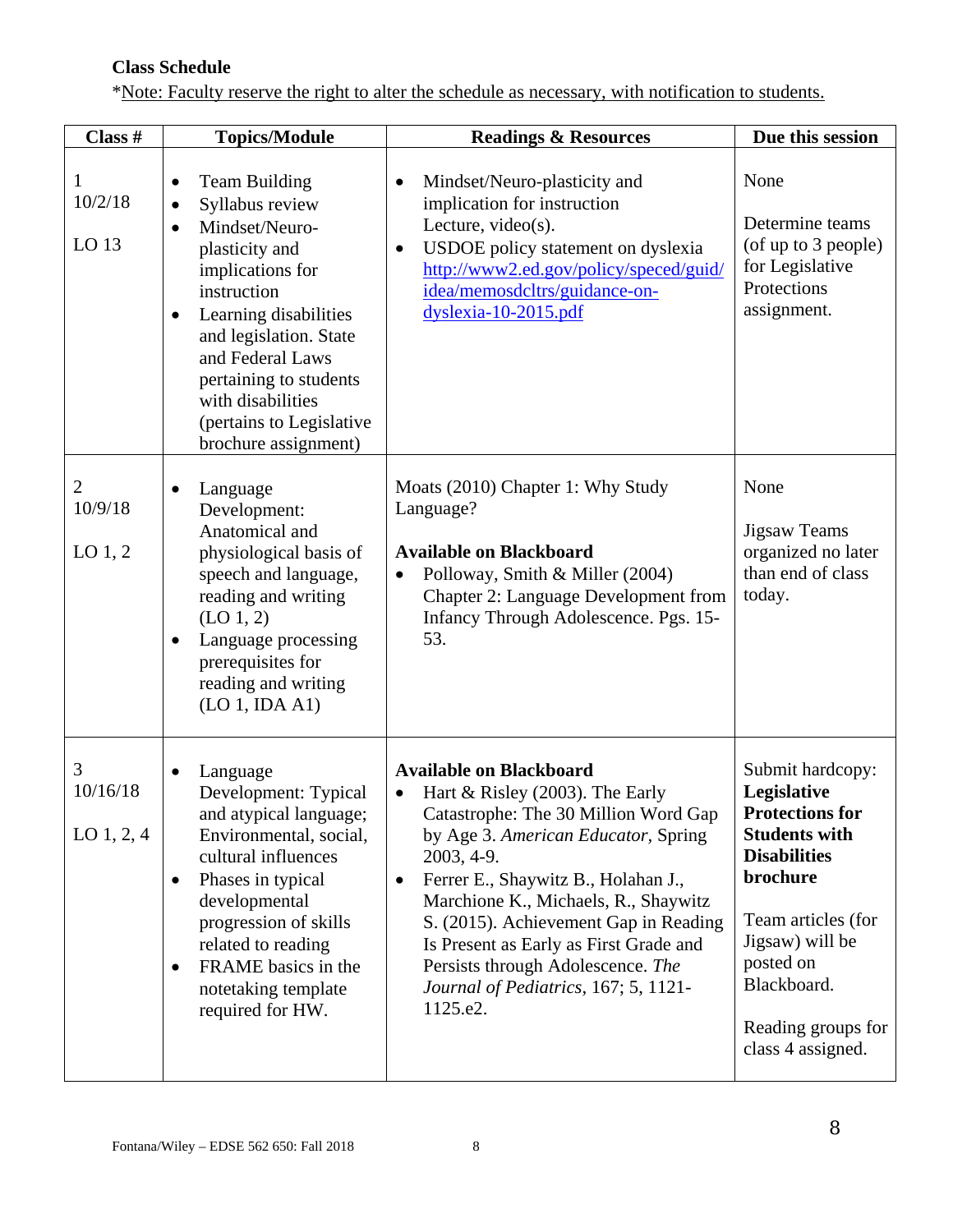**Class Schedule**

*Note: Faculty reserve the right to alter the schedule as necessary, with notification to students.

| Class # | Topics/Module | Readings & Resources | Due this session |
|---|---|---|---|
| 1<br>10/2/18<br><br>LO 13 | • Team Building<br>• Syllabus review<br>• Mindset/Neuro-plasticity and implications for instruction<br>• Learning disabilities and legislation. State and Federal Laws pertaining to students with disabilities (pertains to Legislative brochure assignment) | • Mindset/Neuro-plasticity and implication for instruction Lecture, video(s).<br>• USDOE policy statement on dyslexia http://www2.ed.gov/policy/speced/guid/idea/memosdcltrs/guidance-on-dyslexia-10-2015.pdf | None<br><br>Determine teams (of up to 3 people) for Legislative Protections assignment. |
| 2<br>10/9/18<br><br>LO 1, 2 | • Language Development: Anatomical and physiological basis of speech and language, reading and writing (LO 1, 2)<br>• Language processing prerequisites for reading and writing (LO 1, IDA A1) | Moats (2010) Chapter 1: Why Study Language?<br><br>**Available on Blackboard**<br>• Polloway, Smith & Miller (2004) Chapter 2: Language Development from Infancy Through Adolescence. Pgs. 15-53. | None<br><br>Jigsaw Teams organized no later than end of class today. |
| 3<br>10/16/18<br><br>LO 1, 2, 4 | • Language Development: Typical and atypical language; Environmental, social, cultural influences<br>• Phases in typical developmental progression of skills related to reading<br>• FRAME basics in the notetaking template required for HW. | **Available on Blackboard**<br>• Hart & Risley (2003). The Early Catastrophe: The 30 Million Word Gap by Age 3. *American Educator,* Spring 2003, 4-9.<br>• Ferrer E., Shaywitz B., Holahan J., Marchione K., Michaels, R., Shaywitz S. (2015). Achievement Gap in Reading Is Present as Early as First Grade and Persists through Adolescence. *The Journal of Pediatrics*, 167; 5, 1121-1125.e2. | Submit hardcopy: **Legislative Protections for Students with Disabilities brochure**<br><br>Team articles (for Jigsaw) will be posted on Blackboard.<br><br>Reading groups for class 4 assigned. |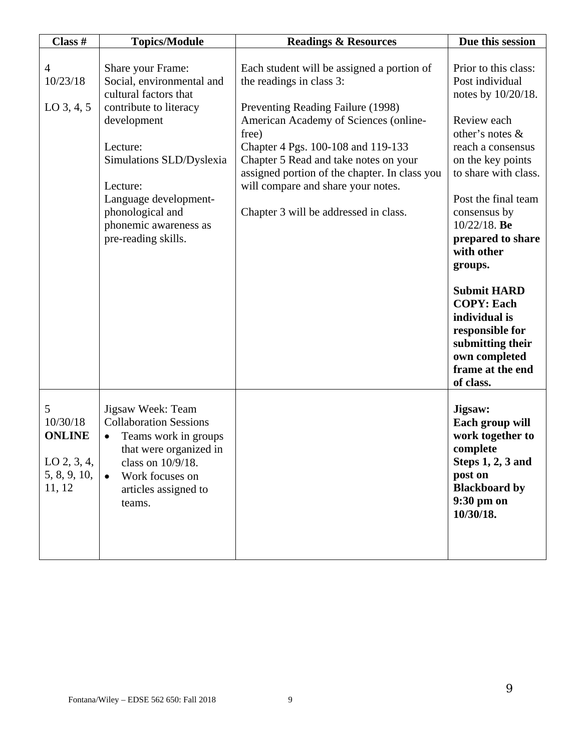| Class # | Topics/Module | Readings & Resources | Due this session |
|---|---|---|---|
| 4<br>10/23/18<br><br>LO 3, 4, 5 | Share your Frame: Social, environmental and cultural factors that contribute to literacy development<br><br>Lecture:<br>Simulations SLD/Dyslexia<br><br>Lecture:<br>Language development- phonological and phonemic awareness as pre-reading skills. | Each student will be assigned a portion of the readings in class 3:<br><br>Preventing Reading Failure (1998) American Academy of Sciences (online-free)<br>Chapter 4 Pgs. 100-108 and 119-133<br>Chapter 5 Read and take notes on your assigned portion of the chapter. In class you will compare and share your notes.<br><br>Chapter 3 will be addressed in class. | Prior to this class: Post individual notes by 10/20/18.<br><br>Review each other's notes & reach a consensus on the key points to share with class.<br><br>Post the final team consensus by 10/22/18. **Be prepared to share with other groups.**<br><br>**Submit HARD COPY: Each individual is responsible for submitting their own completed frame at the end of class.** |
| 5<br>10/30/18<br>**ONLINE**<br><br>LO 2, 3, 4, 5, 8, 9, 10, 11, 12 | Jigsaw Week: Team Collaboration Sessions<br>• Teams work in groups that were organized in class on 10/9/18.<br>• Work focuses on articles assigned to teams. | | **Jigsaw: Each group will work together to complete Steps 1, 2, 3 and post on Blackboard by 9:30 pm on 10/30/18.** |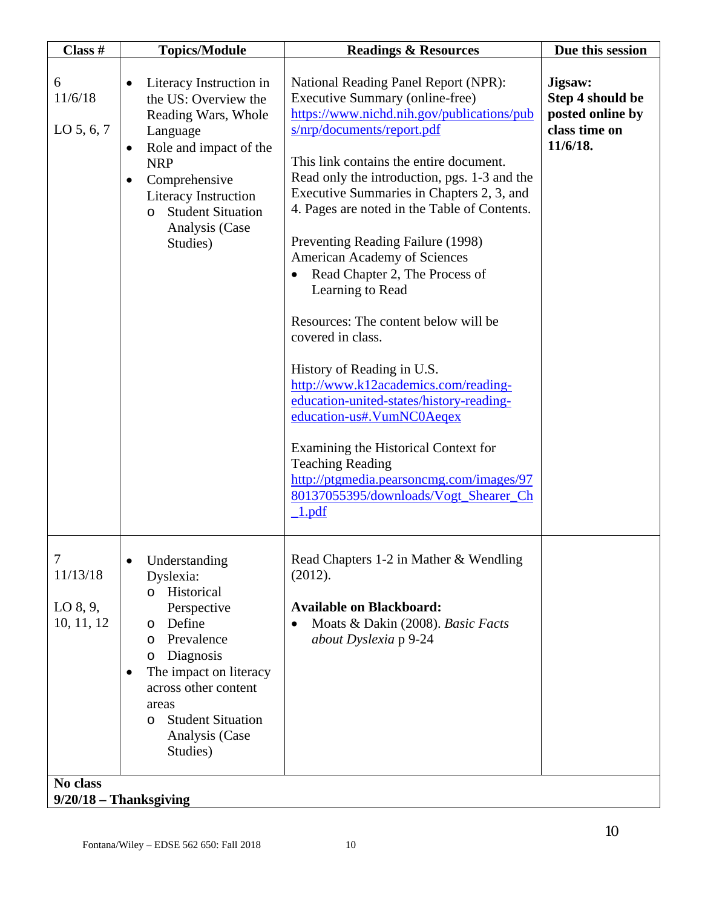| Class # | Topics/Module | Readings & Resources | Due this session |
| --- | --- | --- | --- |
| 6<br>11/6/18<br><br>LO 5, 6, 7 | • Literacy Instruction in the US: Overview the Reading Wars, Whole Language<br>• Role and impact of the NRP<br>• Comprehensive Literacy Instruction<br>  o Student Situation Analysis (Case Studies) | National Reading Panel Report (NPR): Executive Summary (online-free)<br>https://www.nichd.nih.gov/publications/pubs/nrp/documents/report.pdf<br><br>This link contains the entire document. Read only the introduction, pgs. 1-3 and the Executive Summaries in Chapters 2, 3, and 4. Pages are noted in the Table of Contents.<br><br>Preventing Reading Failure (1998) American Academy of Sciences<br>• Read Chapter 2, The Process of Learning to Read<br><br>Resources: The content below will be covered in class.<br><br>History of Reading in U.S.<br>http://www.k12academics.com/reading-education-united-states/history-reading-education-us#.VumNC0Aeqex<br><br>Examining the Historical Context for Teaching Reading<br>http://ptgmedia.pearsoncmg.com/images/9780137055395/downloads/Vogt_Shearer_Ch_1.pdf | **Jigsaw: Step 4 should be posted online by class time on 11/6/18.** |
| 7<br>11/13/18<br><br>LO 8, 9, 10, 11, 12 | • Understanding Dyslexia:<br>  o Historical Perspective<br>  o Define<br>  o Prevalence<br>  o Diagnosis<br>• The impact on literacy across other content areas<br>  o Student Situation Analysis (Case Studies) | Read Chapters 1-2 in Mather & Wendling (2012).<br><br>**Available on Blackboard:**<br>• Moats & Dakin (2008). *Basic Facts about Dyslexia* p 9-24 | |
| **No class**<br>**9/20/18 – Thanksgiving** | | | |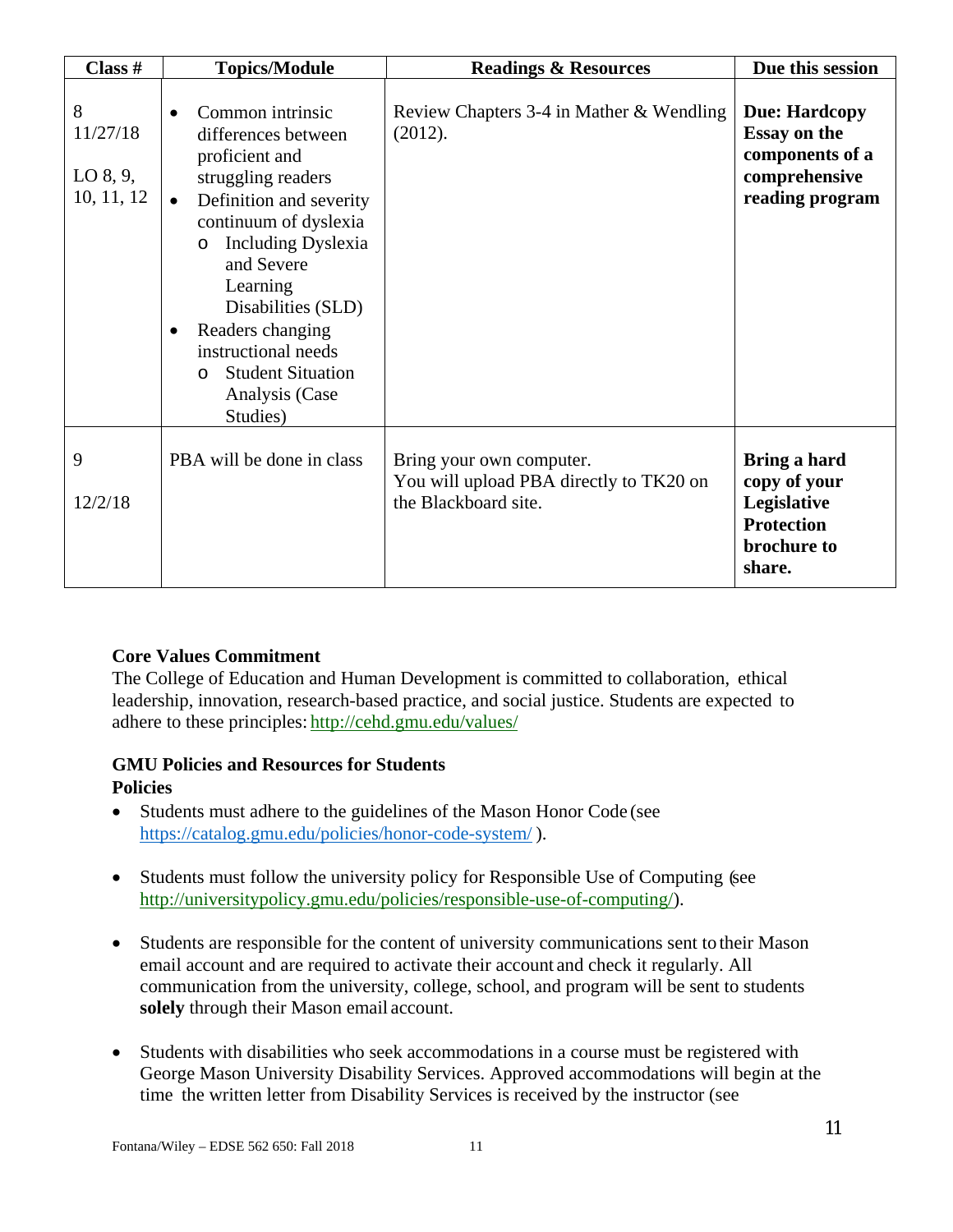| Class # | Topics/Module | Readings & Resources | Due this session |
|---|---|---|---|
| 8<br>11/27/18<br><br>LO 8, 9, 10, 11, 12 | • Common intrinsic differences between proficient and struggling readers<br>• Definition and severity continuum of dyslexia<br>  o Including Dyslexia and Severe Learning Disabilities (SLD)<br>• Readers changing instructional needs<br>  o Student Situation Analysis (Case Studies) | Review Chapters 3-4 in Mather & Wendling (2012). | **Due: Hardcopy Essay on the components of a comprehensive reading program** |
| 9<br><br>12/2/18 | PBA will be done in class | Bring your own computer.<br>You will upload PBA directly to TK20 on the Blackboard site. | **Bring a hard copy of your Legislative Protection brochure to share.** |

**Core Values Commitment**

The College of Education and Human Development is committed to collaboration, ethical leadership, innovation, research-based practice, and social justice. Students are expected to adhere to these principles: http://cehd.gmu.edu/values/

**GMU Policies and Resources for Students**

**Policies**

- Students must adhere to the guidelines of the Mason Honor Code (see https://catalog.gmu.edu/policies/honor-code-system/ ).

- Students must follow the university policy for Responsible Use of Computing (see http://universitypolicy.gmu.edu/policies/responsible-use-of-computing/).

- Students are responsible for the content of university communications sent to their Mason email account and are required to activate their account and check it regularly. All communication from the university, college, school, and program will be sent to students **solely** through their Mason email account.

- Students with disabilities who seek accommodations in a course must be registered with George Mason University Disability Services. Approved accommodations will begin at the time the written letter from Disability Services is received by the instructor (see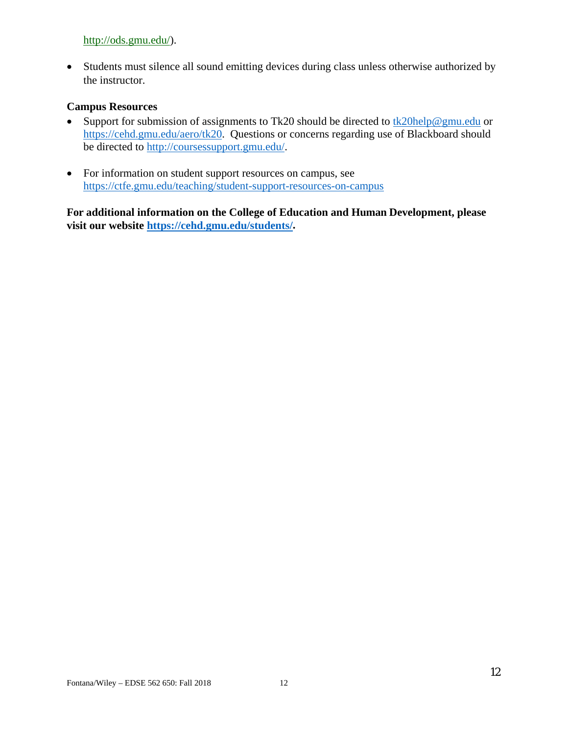http://ods.gmu.edu/).

- Students must silence all sound emitting devices during class unless otherwise authorized by the instructor.

**Campus Resources**

- Support for submission of assignments to Tk20 should be directed to tk20help@gmu.edu or https://cehd.gmu.edu/aero/tk20. Questions or concerns regarding use of Blackboard should be directed to http://coursessupport.gmu.edu/.

- For information on student support resources on campus, see https://ctfe.gmu.edu/teaching/student-support-resources-on-campus

**For additional information on the College of Education and Human Development, please visit our website https://cehd.gmu.edu/students/.**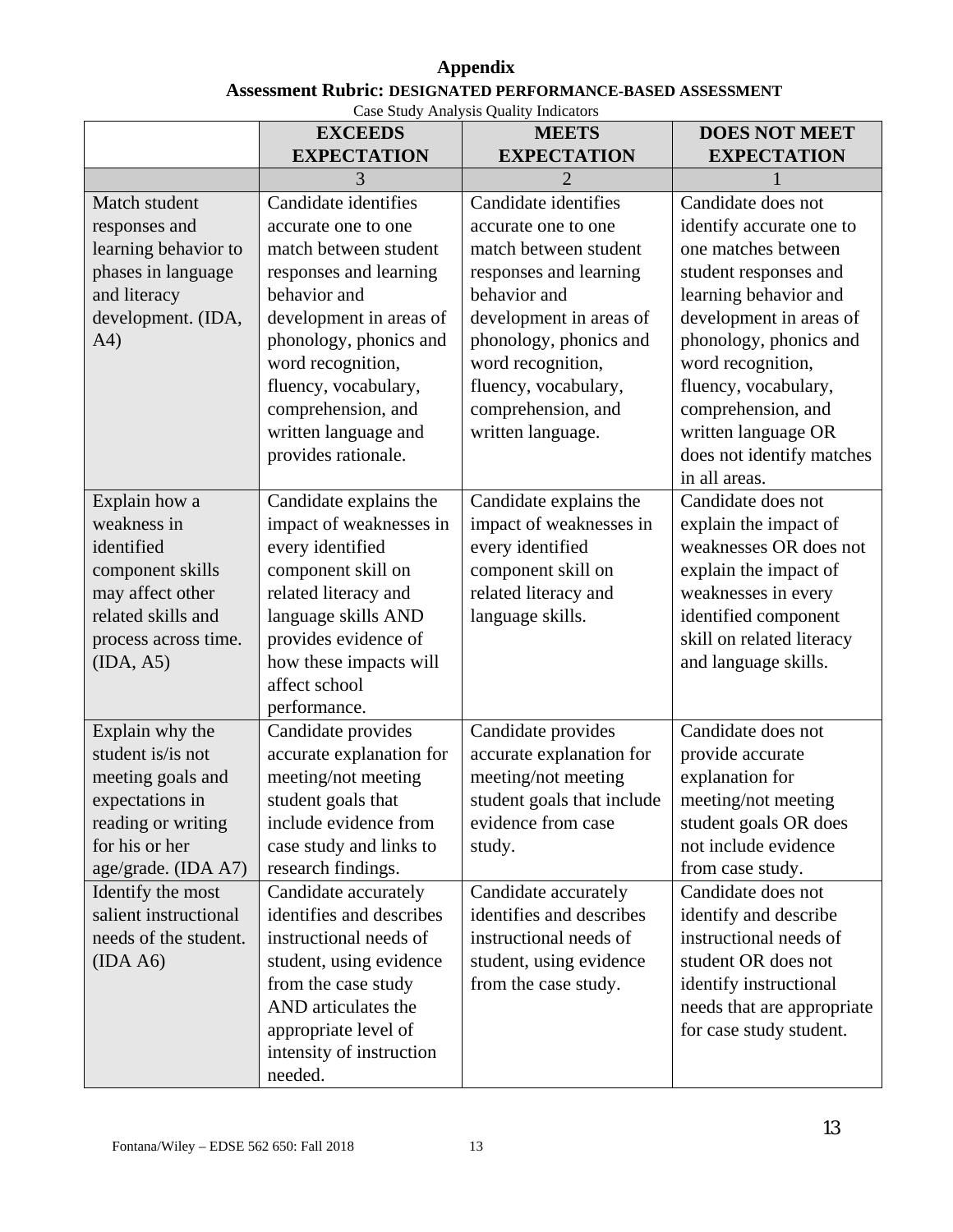## Appendix

### Assessment Rubric: DESIGNATED PERFORMANCE-BASED ASSESSMENT

Case Study Analysis Quality Indicators

| | EXCEEDS EXPECTATION | MEETS EXPECTATION | DOES NOT MEET EXPECTATION |
|---|---|---|---|
| | 3 | 2 | 1 |
| Match student responses and learning behavior to phases in language and literacy development. (IDA, A4) | Candidate identifies accurate one to one match between student responses and learning behavior and development in areas of phonology, phonics and word recognition, fluency, vocabulary, comprehension, and written language and provides rationale. | Candidate identifies accurate one to one match between student responses and learning behavior and development in areas of phonology, phonics and word recognition, fluency, vocabulary, comprehension, and written language. | Candidate does not identify accurate one to one matches between student responses and learning behavior and development in areas of phonology, phonics and word recognition, fluency, vocabulary, comprehension, and written language OR does not identify matches in all areas. |
| Explain how a weakness in identified component skills may affect other related skills and process across time. (IDA, A5) | Candidate explains the impact of weaknesses in every identified component skill on related literacy and language skills AND provides evidence of how these impacts will affect school performance. | Candidate explains the impact of weaknesses in every identified component skill on related literacy and language skills. | Candidate does not explain the impact of weaknesses OR does not explain the impact of weaknesses in every identified component skill on related literacy and language skills. |
| Explain why the student is/is not meeting goals and expectations in reading or writing for his or her age/grade. (IDA A7) | Candidate provides accurate explanation for meeting/not meeting student goals that include evidence from case study and links to research findings. | Candidate provides accurate explanation for meeting/not meeting student goals that include evidence from case study. | Candidate does not provide accurate explanation for meeting/not meeting student goals OR does not include evidence from case study. |
| Identify the most salient instructional needs of the student. (IDA A6) | Candidate accurately identifies and describes instructional needs of student, using evidence from the case study AND articulates the appropriate level of intensity of instruction needed. | Candidate accurately identifies and describes instructional needs of student, using evidence from the case study. | Candidate does not identify and describe instructional needs of student OR does not identify instructional needs that are appropriate for case study student. |